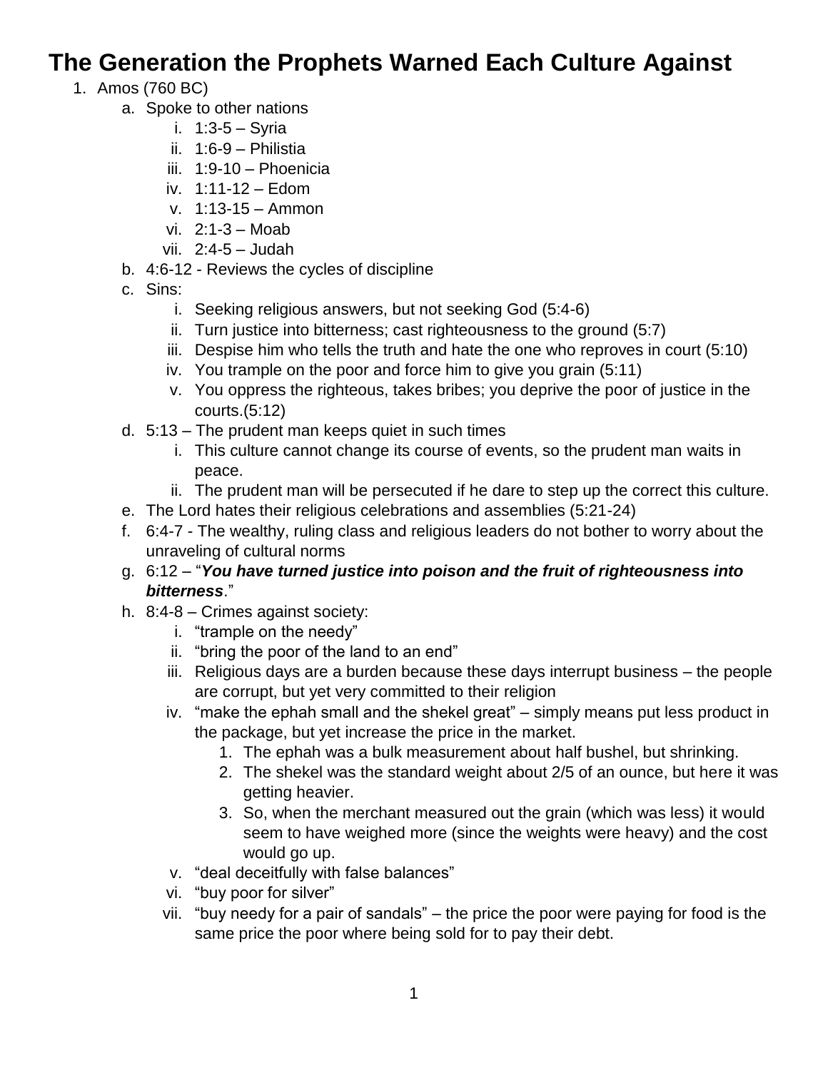# The Generation the Prophets Warned Each Culture Against

1. Amos (760 BC)
   a. Spoke to other nations
      i. 1:3-5 – Syria
      ii. 1:6-9 – Philistia
      iii. 1:9-10 – Phoenicia
      iv. 1:11-12 – Edom
      v. 1:13-15 – Ammon
      vi. 2:1-3 – Moab
      vii. 2:4-5 – Judah
   b. 4:6-12 - Reviews the cycles of discipline
   c. Sins:
      i. Seeking religious answers, but not seeking God (5:4-6)
      ii. Turn justice into bitterness; cast righteousness to the ground (5:7)
      iii. Despise him who tells the truth and hate the one who reproves in court (5:10)
      iv. You trample on the poor and force him to give you grain (5:11)
      v. You oppress the righteous, takes bribes; you deprive the poor of justice in the courts.(5:12)
   d. 5:13 – The prudent man keeps quiet in such times
      i. This culture cannot change its course of events, so the prudent man waits in peace.
      ii. The prudent man will be persecuted if he dare to step up the correct this culture.
   e. The Lord hates their religious celebrations and assemblies (5:21-24)
   f. 6:4-7 - The wealthy, ruling class and religious leaders do not bother to worry about the unraveling of cultural norms
   g. 6:12 – "***You have turned justice into poison and the fruit of righteousness into bitterness***."
   h. 8:4-8 – Crimes against society:
      i. "trample on the needy"
      ii. "bring the poor of the land to an end"
      iii. Religious days are a burden because these days interrupt business – the people are corrupt, but yet very committed to their religion
      iv. "make the ephah small and the shekel great" – simply means put less product in the package, but yet increase the price in the market.
         1. The ephah was a bulk measurement about half bushel, but shrinking.
         2. The shekel was the standard weight about 2/5 of an ounce, but here it was getting heavier.
         3. So, when the merchant measured out the grain (which was less) it would seem to have weighed more (since the weights were heavy) and the cost would go up.
      v. "deal deceitfully with false balances"
      vi. "buy poor for silver"
      vii. "buy needy for a pair of sandals" – the price the poor were paying for food is the same price the poor where being sold for to pay their debt.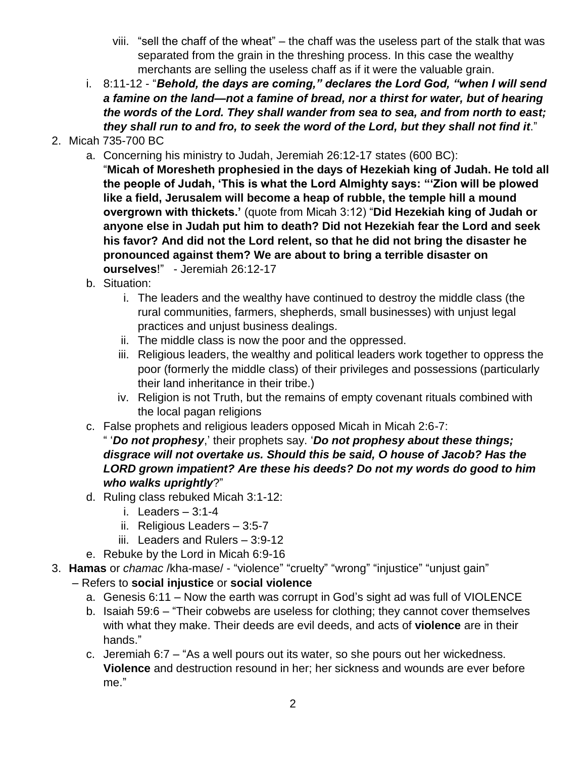viii. "sell the chaff of the wheat" – the chaff was the useless part of the stalk that was separated from the grain in the threshing process. In this case the wealthy merchants are selling the useless chaff as if it were the valuable grain.

i. 8:11-12 - "***Behold, the days are coming," declares the Lord God, "when I will send a famine on the land—not a famine of bread, nor a thirst for water, but of hearing the words of the Lord. They shall wander from sea to sea, and from north to east; they shall run to and fro, to seek the word of the Lord, but they shall not find it***."

2. Micah 735-700 BC
   a. Concerning his ministry to Judah, Jeremiah 26:12-17 states (600 BC):
   "**Micah of Moresheth prophesied in the days of Hezekiah king of Judah. He told all the people of Judah, 'This is what the Lord Almighty says: "'Zion will be plowed like a field, Jerusalem will become a heap of rubble, the temple hill a mound overgrown with thickets.'** (quote from Micah 3:12) "**Did Hezekiah king of Judah or anyone else in Judah put him to death? Did not Hezekiah fear the Lord and seek his favor? And did not the Lord relent, so that he did not bring the disaster he pronounced against them? We are about to bring a terrible disaster on ourselves**!" - Jeremiah 26:12-17
   b. Situation:
      i. The leaders and the wealthy have continued to destroy the middle class (the rural communities, farmers, shepherds, small businesses) with unjust legal practices and unjust business dealings.
      ii. The middle class is now the poor and the oppressed.
      iii. Religious leaders, the wealthy and political leaders work together to oppress the poor (formerly the middle class) of their privileges and possessions (particularly their land inheritance in their tribe.)
      iv. Religion is not Truth, but the remains of empty covenant rituals combined with the local pagan religions
   c. False prophets and religious leaders opposed Micah in Micah 2:6-7:
   " '***Do not prophesy***,' their prophets say. '***Do not prophesy about these things; disgrace will not overtake us. Should this be said, O house of Jacob? Has the LORD grown impatient? Are these his deeds? Do not my words do good to him who walks uprightly***?"
   d. Ruling class rebuked Micah 3:1-12:
      i. Leaders – 3:1-4
      ii. Religious Leaders – 3:5-7
      iii. Leaders and Rulers – 3:9-12
   e. Rebuke by the Lord in Micah 6:9-16

3. **Hamas** or *chamac* /kha-mase/ - "violence" "cruelty" "wrong" "injustice" "unjust gain" – Refers to **social injustice** or **social violence**
   a. Genesis 6:11 – Now the earth was corrupt in God's sight ad was full of VIOLENCE
   b. Isaiah 59:6 – "Their cobwebs are useless for clothing; they cannot cover themselves with what they make. Their deeds are evil deeds, and acts of **violence** are in their hands."
   c. Jeremiah 6:7 – "As a well pours out its water, so she pours out her wickedness. **Violence** and destruction resound in her; her sickness and wounds are ever before me."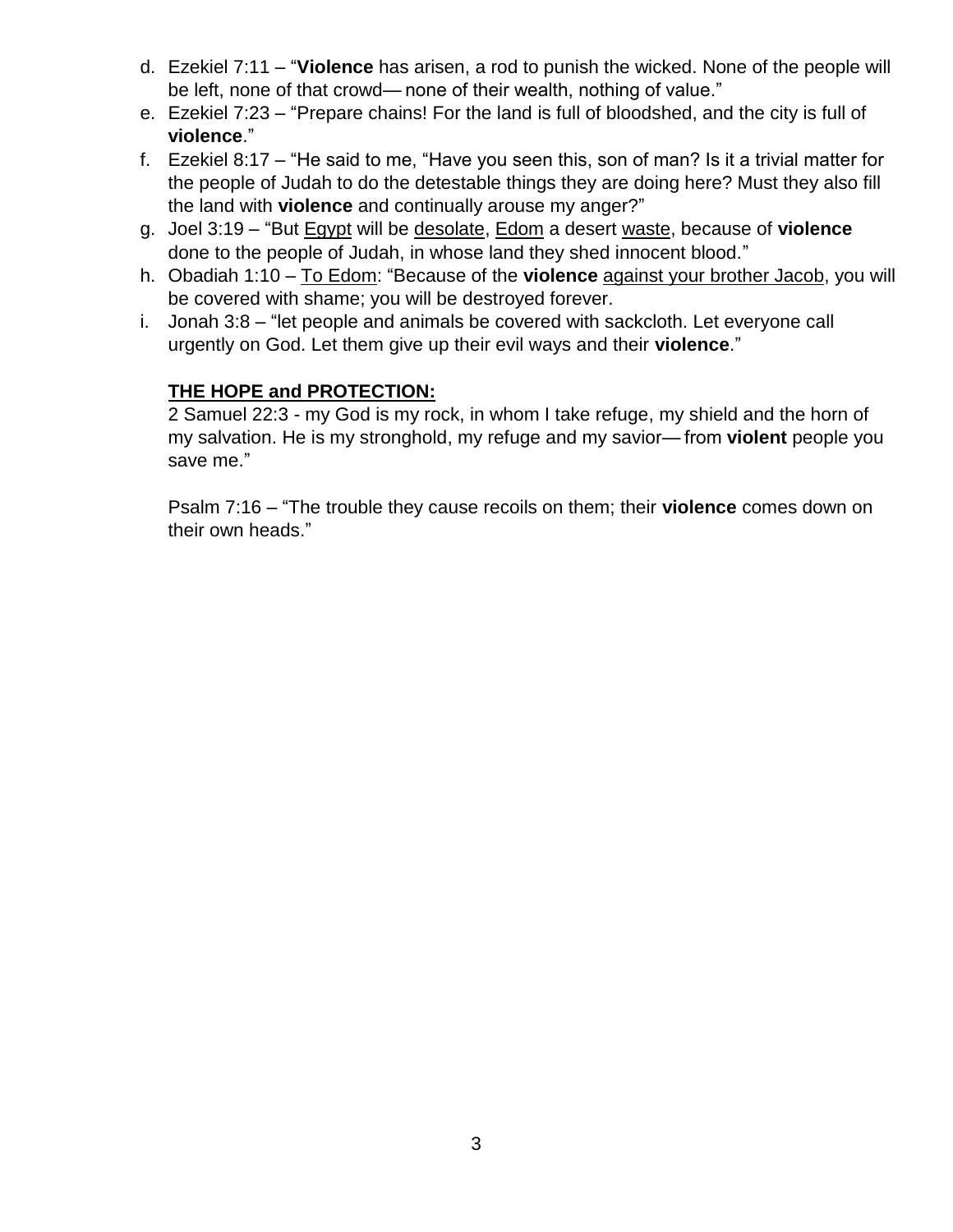d. Ezekiel 7:11 – “**Violence** has arisen, a rod to punish the wicked. None of the people will be left, none of that crowd— none of their wealth, nothing of value.”
e. Ezekiel 7:23 – “Prepare chains! For the land is full of bloodshed, and the city is full of **violence**.”
f. Ezekiel 8:17 – “He said to me, “Have you seen this, son of man? Is it a trivial matter for the people of Judah to do the detestable things they are doing here? Must they also fill the land with **violence** and continually arouse my anger?”
g. Joel 3:19 – “But <u>Egypt</u> will be <u>desolate</u>, <u>Edom</u> a desert <u>waste</u>, because of **violence** done to the people of Judah, in whose land they shed innocent blood.”
h. Obadiah 1:10 – <u>To Edom</u>: “Because of the **violence** <u>against your brother Jacob</u>, you will be covered with shame; you will be destroyed forever.
i. Jonah 3:8 – “let people and animals be covered with sackcloth. Let everyone call urgently on God. Let them give up their evil ways and their **violence**.”

**<u>THE HOPE and PROTECTION:</u>**

2 Samuel 22:3 - my God is my rock, in whom I take refuge, my shield and the horn of my salvation. He is my stronghold, my refuge and my savior— from **violent** people you save me.”

Psalm 7:16 – “The trouble they cause recoils on them; their **violence** comes down on their own heads.”